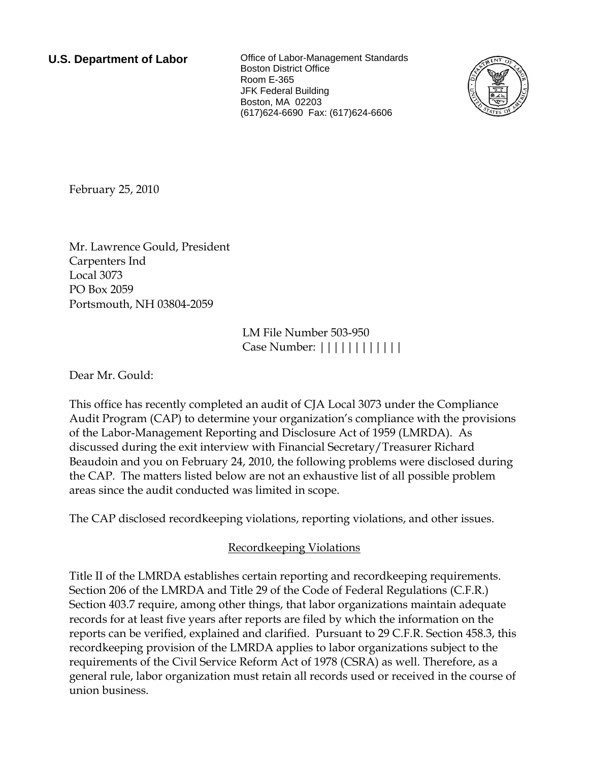**U.S. Department of Labor**

Office of Labor-Management Standards
Boston District Office
Room E-365
JFK Federal Building
Boston, MA 02203
(617)624-6690 Fax: (617)624-6606

February 25, 2010

Mr. Lawrence Gould, President
Carpenters Ind
Local 3073
PO Box 2059
Portsmouth, NH 03804-2059

LM File Number 503-950
Case Number: ||||||||||||

Dear Mr. Gould:

This office has recently completed an audit of CJA Local 3073 under the Compliance Audit Program (CAP) to determine your organization's compliance with the provisions of the Labor-Management Reporting and Disclosure Act of 1959 (LMRDA). As discussed during the exit interview with Financial Secretary/Treasurer Richard Beaudoin and you on February 24, 2010, the following problems were disclosed during the CAP. The matters listed below are not an exhaustive list of all possible problem areas since the audit conducted was limited in scope.

The CAP disclosed recordkeeping violations, reporting violations, and other issues.

## Recordkeeping Violations

Title II of the LMRDA establishes certain reporting and recordkeeping requirements. Section 206 of the LMRDA and Title 29 of the Code of Federal Regulations (C.F.R.) Section 403.7 require, among other things, that labor organizations maintain adequate records for at least five years after reports are filed by which the information on the reports can be verified, explained and clarified. Pursuant to 29 C.F.R. Section 458.3, this recordkeeping provision of the LMRDA applies to labor organizations subject to the requirements of the Civil Service Reform Act of 1978 (CSRA) as well. Therefore, as a general rule, labor organization must retain all records used or received in the course of union business.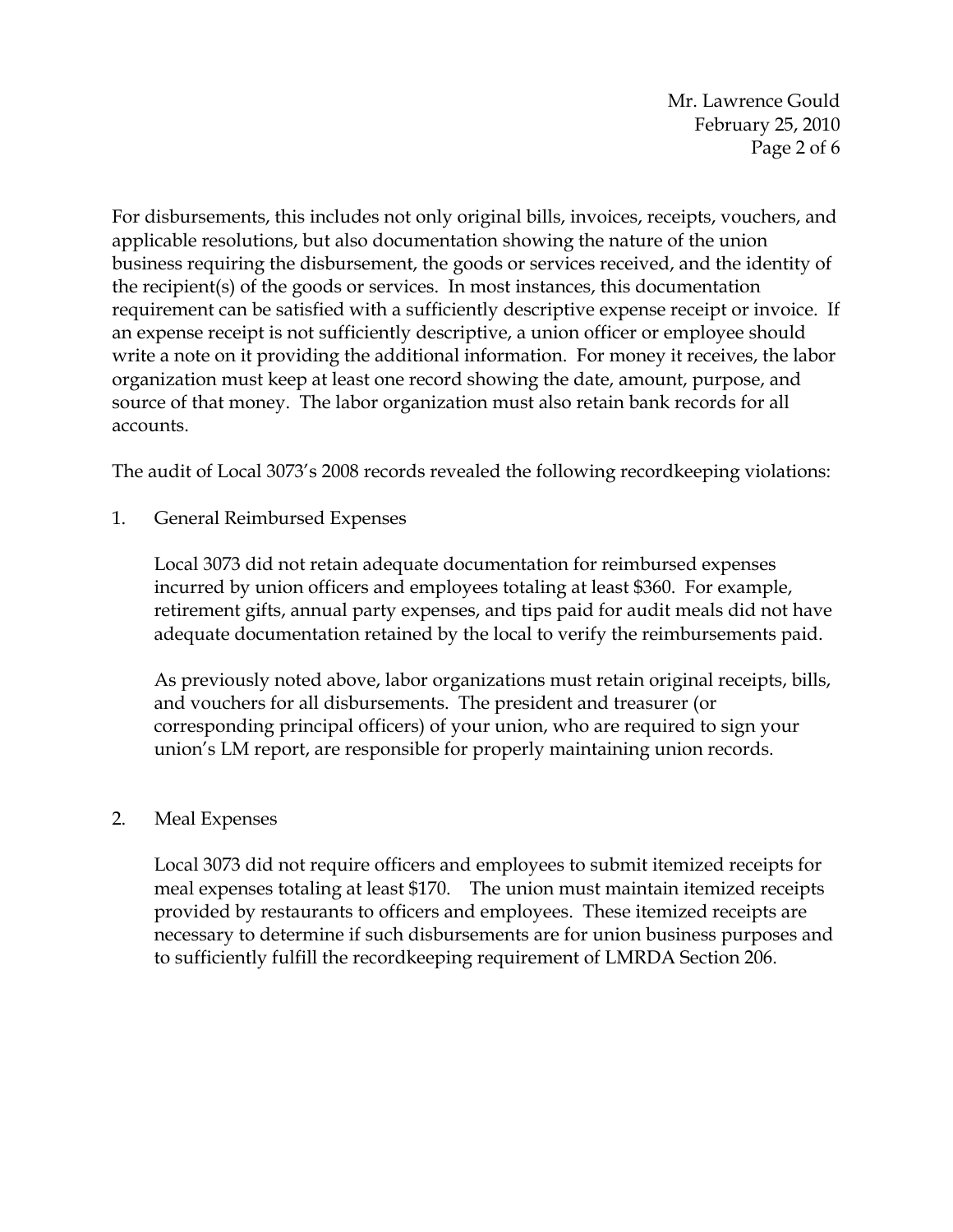For disbursements, this includes not only original bills, invoices, receipts, vouchers, and applicable resolutions, but also documentation showing the nature of the union business requiring the disbursement, the goods or services received, and the identity of the recipient(s) of the goods or services. In most instances, this documentation requirement can be satisfied with a sufficiently descriptive expense receipt or invoice. If an expense receipt is not sufficiently descriptive, a union officer or employee should write a note on it providing the additional information. For money it receives, the labor organization must keep at least one record showing the date, amount, purpose, and source of that money. The labor organization must also retain bank records for all accounts.

The audit of Local 3073's 2008 records revealed the following recordkeeping violations:

1. General Reimbursed Expenses

   Local 3073 did not retain adequate documentation for reimbursed expenses incurred by union officers and employees totaling at least $360. For example, retirement gifts, annual party expenses, and tips paid for audit meals did not have adequate documentation retained by the local to verify the reimbursements paid.

   As previously noted above, labor organizations must retain original receipts, bills, and vouchers for all disbursements. The president and treasurer (or corresponding principal officers) of your union, who are required to sign your union's LM report, are responsible for properly maintaining union records.

2. Meal Expenses

   Local 3073 did not require officers and employees to submit itemized receipts for meal expenses totaling at least $170. The union must maintain itemized receipts provided by restaurants to officers and employees. These itemized receipts are necessary to determine if such disbursements are for union business purposes and to sufficiently fulfill the recordkeeping requirement of LMRDA Section 206.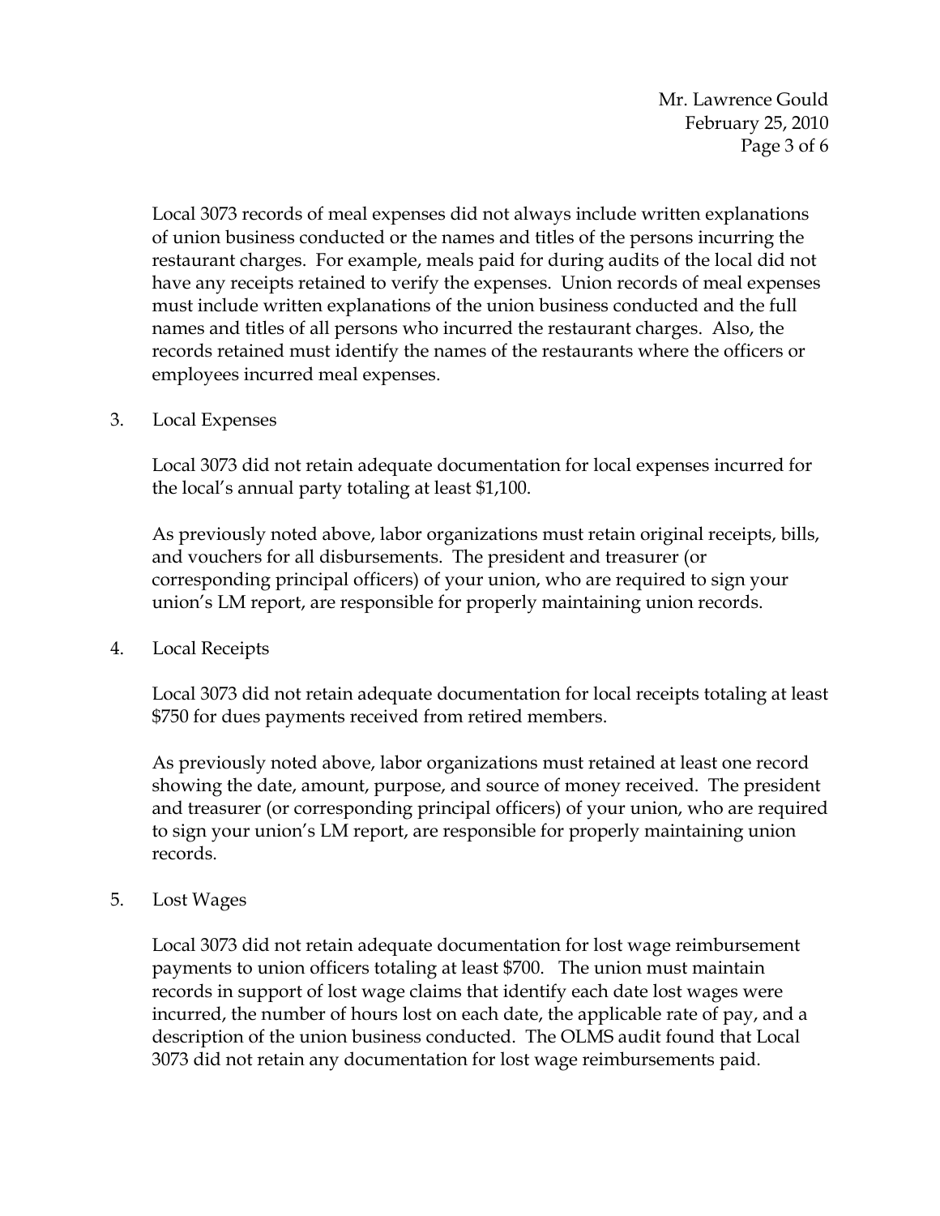Local 3073 records of meal expenses did not always include written explanations of union business conducted or the names and titles of the persons incurring the restaurant charges. For example, meals paid for during audits of the local did not have any receipts retained to verify the expenses. Union records of meal expenses must include written explanations of the union business conducted and the full names and titles of all persons who incurred the restaurant charges. Also, the records retained must identify the names of the restaurants where the officers or employees incurred meal expenses.

3. Local Expenses

   Local 3073 did not retain adequate documentation for local expenses incurred for the local's annual party totaling at least $1,100.

   As previously noted above, labor organizations must retain original receipts, bills, and vouchers for all disbursements. The president and treasurer (or corresponding principal officers) of your union, who are required to sign your union's LM report, are responsible for properly maintaining union records.

4. Local Receipts

   Local 3073 did not retain adequate documentation for local receipts totaling at least $750 for dues payments received from retired members.

   As previously noted above, labor organizations must retained at least one record showing the date, amount, purpose, and source of money received. The president and treasurer (or corresponding principal officers) of your union, who are required to sign your union's LM report, are responsible for properly maintaining union records.

5. Lost Wages

   Local 3073 did not retain adequate documentation for lost wage reimbursement payments to union officers totaling at least $700. The union must maintain records in support of lost wage claims that identify each date lost wages were incurred, the number of hours lost on each date, the applicable rate of pay, and a description of the union business conducted. The OLMS audit found that Local 3073 did not retain any documentation for lost wage reimbursements paid.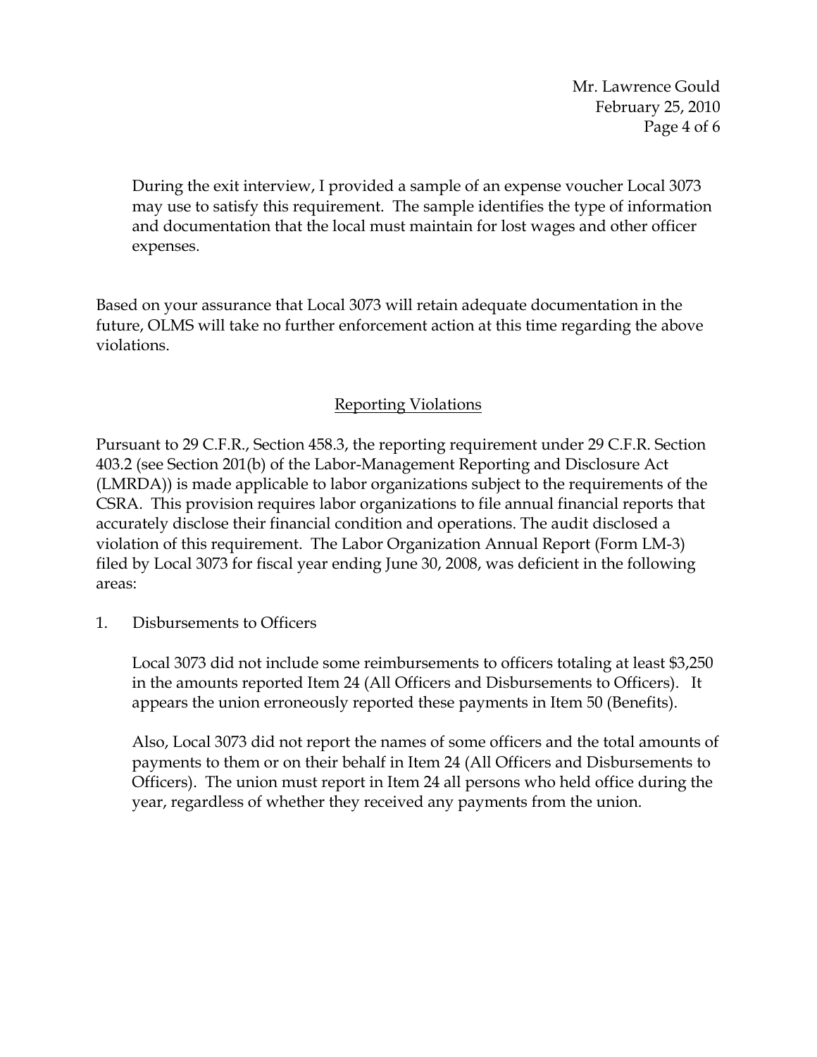During the exit interview, I provided a sample of an expense voucher Local 3073 may use to satisfy this requirement. The sample identifies the type of information and documentation that the local must maintain for lost wages and other officer expenses.

Based on your assurance that Local 3073 will retain adequate documentation in the future, OLMS will take no further enforcement action at this time regarding the above violations.

## Reporting Violations

Pursuant to 29 C.F.R., Section 458.3, the reporting requirement under 29 C.F.R. Section 403.2 (see Section 201(b) of the Labor-Management Reporting and Disclosure Act (LMRDA)) is made applicable to labor organizations subject to the requirements of the CSRA. This provision requires labor organizations to file annual financial reports that accurately disclose their financial condition and operations. The audit disclosed a violation of this requirement. The Labor Organization Annual Report (Form LM-3) filed by Local 3073 for fiscal year ending June 30, 2008, was deficient in the following areas:

1. Disbursements to Officers

   Local 3073 did not include some reimbursements to officers totaling at least $3,250 in the amounts reported Item 24 (All Officers and Disbursements to Officers). It appears the union erroneously reported these payments in Item 50 (Benefits).

   Also, Local 3073 did not report the names of some officers and the total amounts of payments to them or on their behalf in Item 24 (All Officers and Disbursements to Officers). The union must report in Item 24 all persons who held office during the year, regardless of whether they received any payments from the union.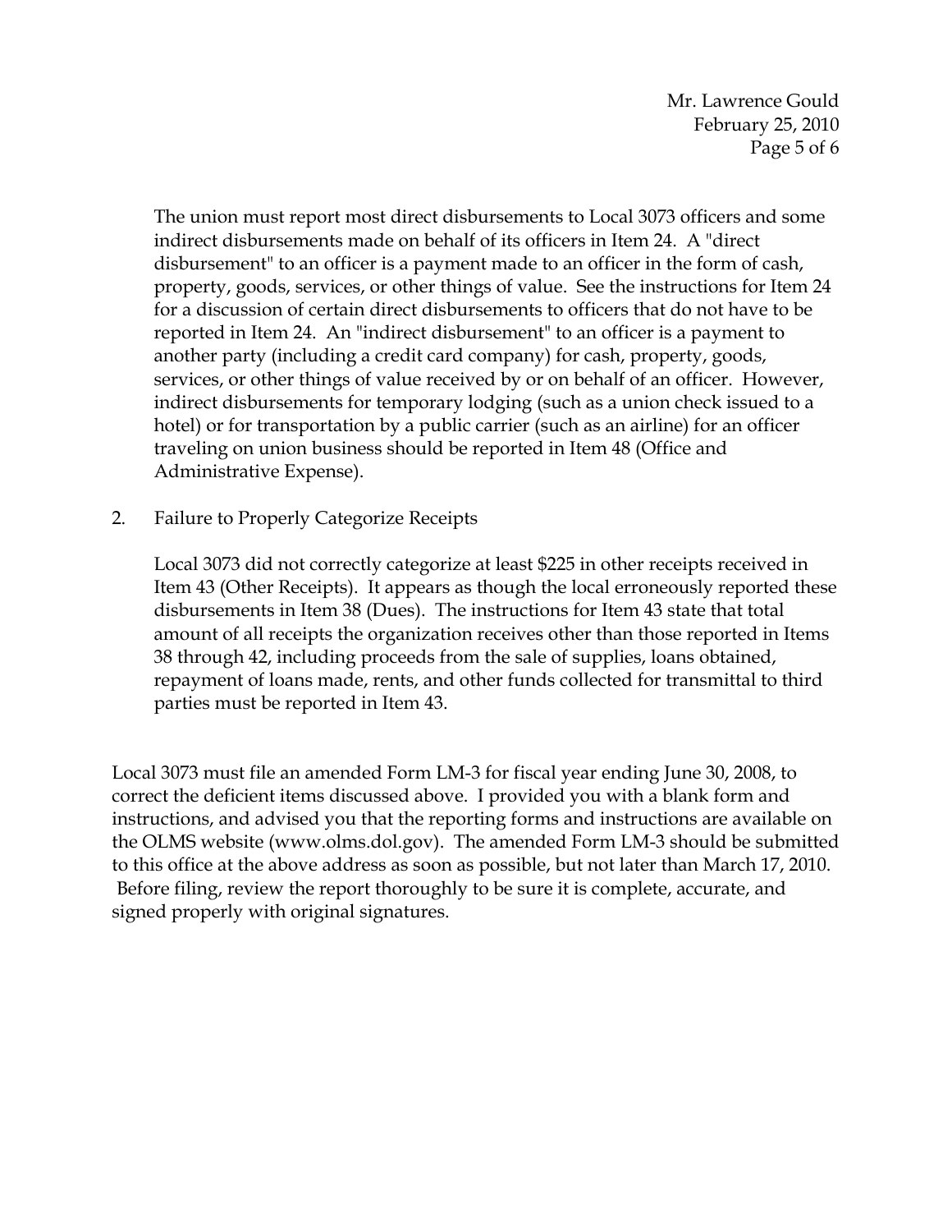The union must report most direct disbursements to Local 3073 officers and some indirect disbursements made on behalf of its officers in Item 24. A "direct disbursement" to an officer is a payment made to an officer in the form of cash, property, goods, services, or other things of value. See the instructions for Item 24 for a discussion of certain direct disbursements to officers that do not have to be reported in Item 24. An "indirect disbursement" to an officer is a payment to another party (including a credit card company) for cash, property, goods, services, or other things of value received by or on behalf of an officer. However, indirect disbursements for temporary lodging (such as a union check issued to a hotel) or for transportation by a public carrier (such as an airline) for an officer traveling on union business should be reported in Item 48 (Office and Administrative Expense).

2. Failure to Properly Categorize Receipts

   Local 3073 did not correctly categorize at least $225 in other receipts received in Item 43 (Other Receipts). It appears as though the local erroneously reported these disbursements in Item 38 (Dues). The instructions for Item 43 state that total amount of all receipts the organization receives other than those reported in Items 38 through 42, including proceeds from the sale of supplies, loans obtained, repayment of loans made, rents, and other funds collected for transmittal to third parties must be reported in Item 43.

Local 3073 must file an amended Form LM-3 for fiscal year ending June 30, 2008, to correct the deficient items discussed above. I provided you with a blank form and instructions, and advised you that the reporting forms and instructions are available on the OLMS website (www.olms.dol.gov). The amended Form LM-3 should be submitted to this office at the above address as soon as possible, but not later than March 17, 2010. Before filing, review the report thoroughly to be sure it is complete, accurate, and signed properly with original signatures.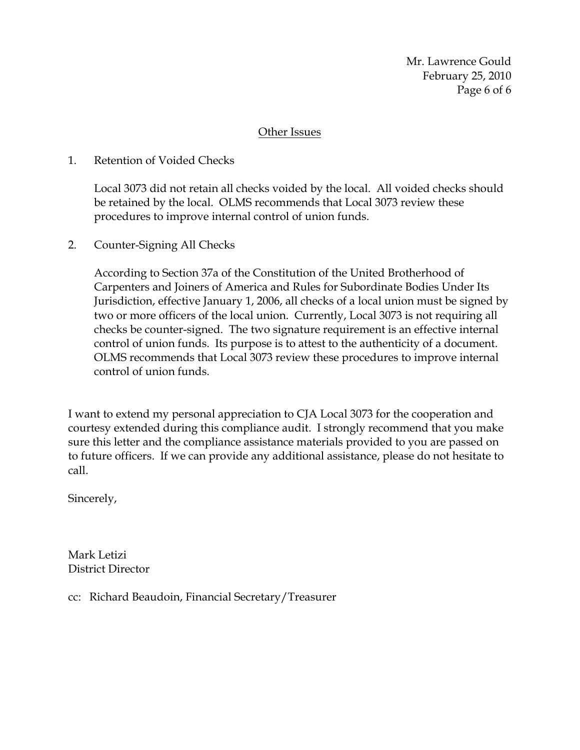## Other Issues

1. Retention of Voided Checks

   Local 3073 did not retain all checks voided by the local. All voided checks should be retained by the local. OLMS recommends that Local 3073 review these procedures to improve internal control of union funds.

2. Counter-Signing All Checks

   According to Section 37a of the Constitution of the United Brotherhood of Carpenters and Joiners of America and Rules for Subordinate Bodies Under Its Jurisdiction, effective January 1, 2006, all checks of a local union must be signed by two or more officers of the local union. Currently, Local 3073 is not requiring all checks be counter-signed. The two signature requirement is an effective internal control of union funds. Its purpose is to attest to the authenticity of a document. OLMS recommends that Local 3073 review these procedures to improve internal control of union funds.

I want to extend my personal appreciation to CJA Local 3073 for the cooperation and courtesy extended during this compliance audit. I strongly recommend that you make sure this letter and the compliance assistance materials provided to you are passed on to future officers. If we can provide any additional assistance, please do not hesitate to call.

Sincerely,

Mark Letizi
District Director

cc: Richard Beaudoin, Financial Secretary/Treasurer